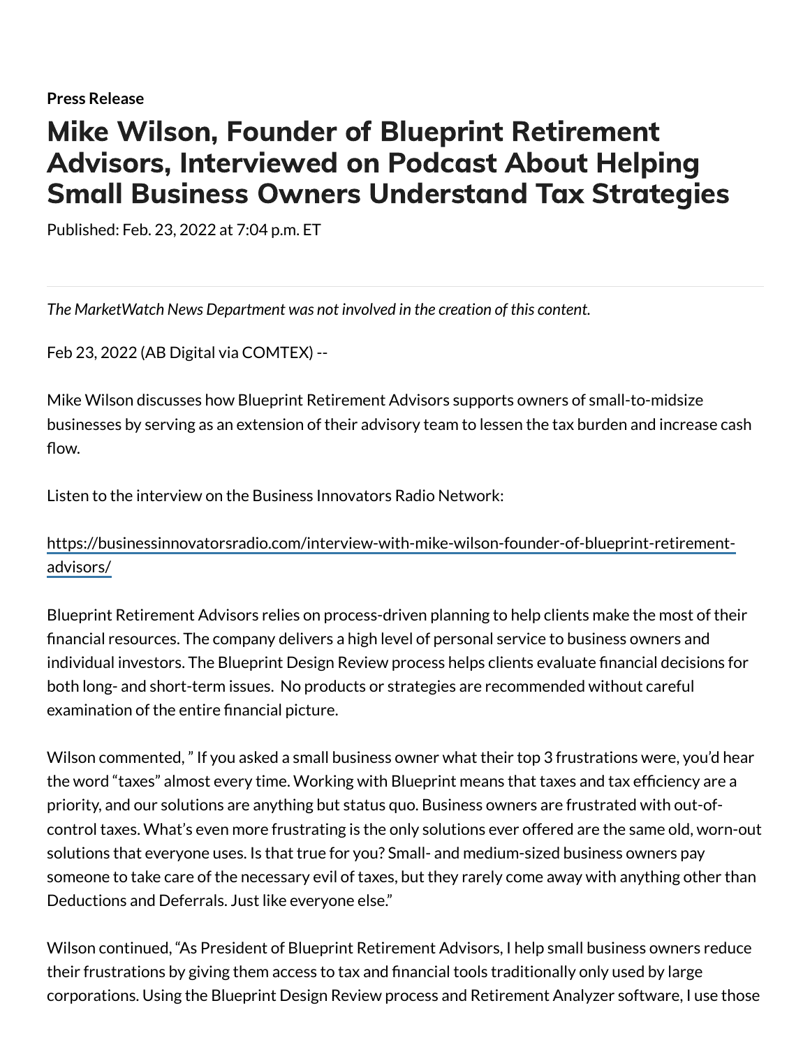**Press Release**

# Mike Wilson, Founder of Blueprint Retirement Advisors, Interviewed on Podcast About Helping Small Business Owners Understand Tax Strategies

Published: Feb. 23, 2022 at 7:04 p.m. ET

---

*The MarketWatch News Department was not involved in the creation of this content.*

Feb 23, 2022 (AB Digital via COMTEX) --

Mike Wilson discusses how Blueprint Retirement Advisors supports owners of small-to-midsize businesses by serving as an extension of their advisory team to lessen the tax burden and increase cash flow.

Listen to the interview on the Business Innovators Radio Network:

https://businessinnovatorsradio.com/interview-with-mike-wilson-founder-of-blueprint-retirement-advisors/

Blueprint Retirement Advisors relies on process-driven planning to help clients make the most of their financial resources. The company delivers a high level of personal service to business owners and individual investors. The Blueprint Design Review process helps clients evaluate financial decisions for both long- and short-term issues. No products or strategies are recommended without careful examination of the entire financial picture.

Wilson commented, " If you asked a small business owner what their top 3 frustrations were, you'd hear the word "taxes" almost every time. Working with Blueprint means that taxes and tax efficiency are a priority, and our solutions are anything but status quo. Business owners are frustrated with out-of-control taxes. What's even more frustrating is the only solutions ever offered are the same old, worn-out solutions that everyone uses. Is that true for you? Small- and medium-sized business owners pay someone to take care of the necessary evil of taxes, but they rarely come away with anything other than Deductions and Deferrals. Just like everyone else."

Wilson continued, "As President of Blueprint Retirement Advisors, I help small business owners reduce their frustrations by giving them access to tax and financial tools traditionally only used by large corporations. Using the Blueprint Design Review process and Retirement Analyzer software, I use those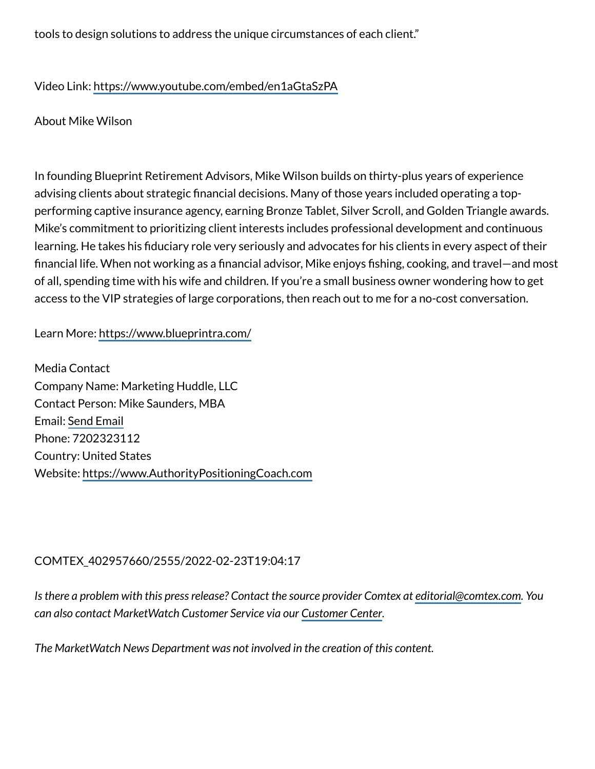tools to design solutions to address the unique circumstances of each client."

Video Link: https://www.youtube.com/embed/en1aGtaSzPA

About Mike Wilson

In founding Blueprint Retirement Advisors, Mike Wilson builds on thirty-plus years of experience advising clients about strategic financial decisions. Many of those years included operating a top-performing captive insurance agency, earning Bronze Tablet, Silver Scroll, and Golden Triangle awards. Mike's commitment to prioritizing client interests includes professional development and continuous learning. He takes his fiduciary role very seriously and advocates for his clients in every aspect of their financial life. When not working as a financial advisor, Mike enjoys fishing, cooking, and travel—and most of all, spending time with his wife and children. If you're a small business owner wondering how to get access to the VIP strategies of large corporations, then reach out to me for a no-cost conversation.

Learn More: https://www.blueprintra.com/

Media Contact
Company Name: Marketing Huddle, LLC
Contact Person: Mike Saunders, MBA
Email: Send Email
Phone: 7202323112
Country: United States
Website: https://www.AuthorityPositioningCoach.com

COMTEX_402957660/2555/2022-02-23T19:04:17

*Is there a problem with this press release? Contact the source provider Comtex at editorial@comtex.com. You can also contact MarketWatch Customer Service via our Customer Center.*

*The MarketWatch News Department was not involved in the creation of this content.*